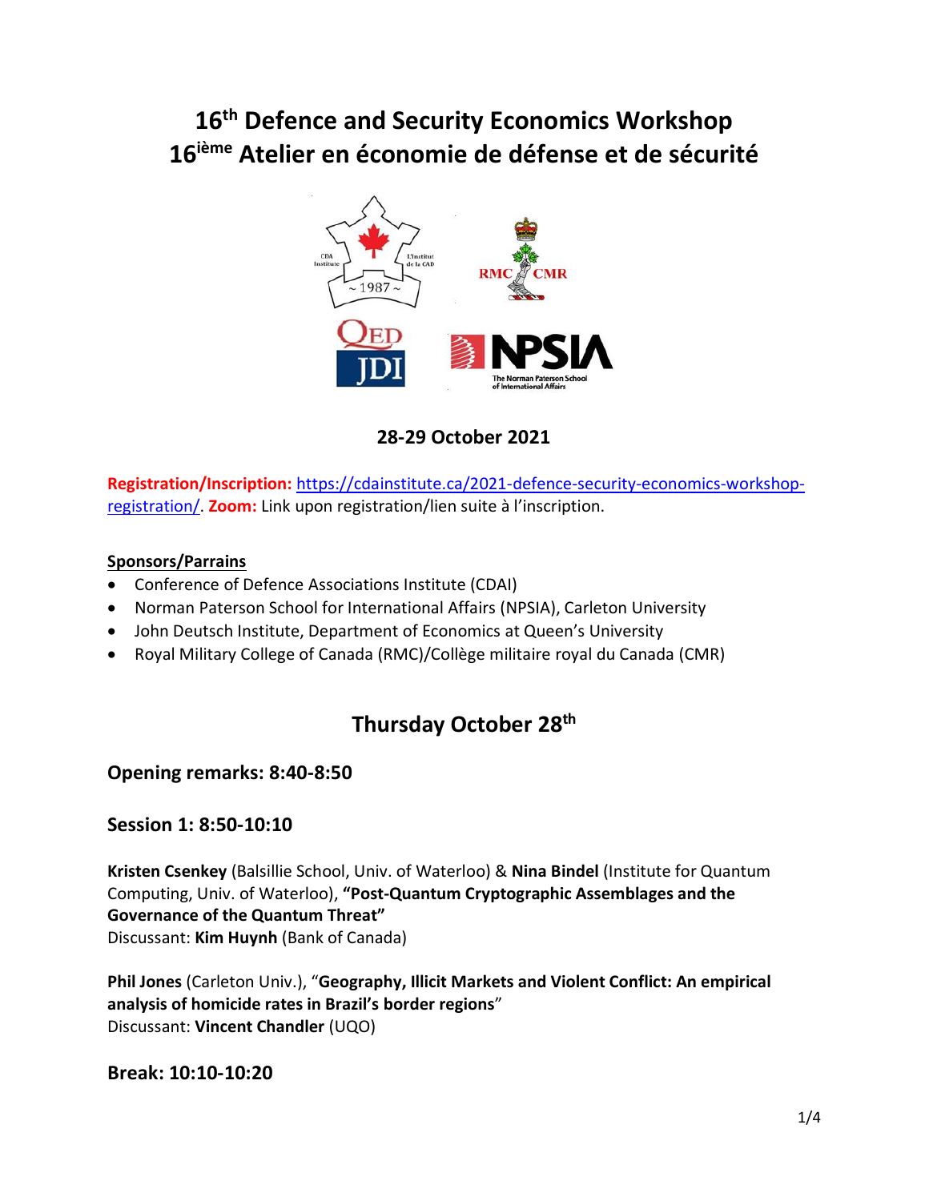# 16th Defence and Security Economics Workshop
# 16ième Atelier en économie de défense et de sécurité

**28-29 October 2021**

**Registration/Inscription:** https://cdainstitute.ca/2021-defence-security-economics-workshop-registration/. **Zoom:** Link upon registration/lien suite à l'inscription.

**Sponsors/Parrains**

- Conference of Defence Associations Institute (CDAI)
- Norman Paterson School for International Affairs (NPSIA), Carleton University
- John Deutsch Institute, Department of Economics at Queen's University
- Royal Military College of Canada (RMC)/Collège militaire royal du Canada (CMR)

## Thursday October 28th

### Opening remarks: 8:40-8:50

### Session 1: 8:50-10:10

**Kristen Csenkey** (Balsillie School, Univ. of Waterloo) & **Nina Bindel** (Institute for Quantum Computing, Univ. of Waterloo), **"Post-Quantum Cryptographic Assemblages and the Governance of the Quantum Threat"**
Discussant: **Kim Huynh** (Bank of Canada)

**Phil Jones** (Carleton Univ.), "**Geography, Illicit Markets and Violent Conflict: An empirical analysis of homicide rates in Brazil's border regions**"
Discussant: **Vincent Chandler** (UQO)

### Break: 10:10-10:20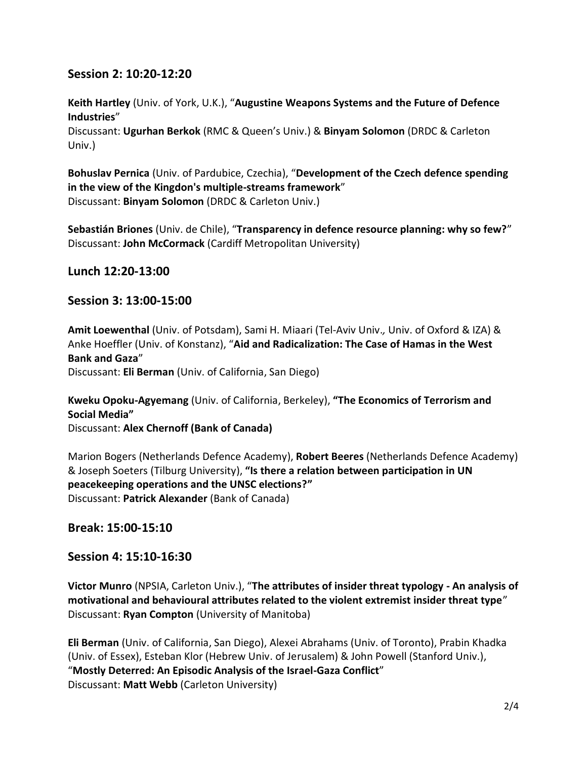## Session 2: 10:20-12:20

**Keith Hartley** (Univ. of York, U.K.), "**Augustine Weapons Systems and the Future of Defence Industries**"
Discussant: **Ugurhan Berkok** (RMC & Queen's Univ.) & **Binyam Solomon** (DRDC & Carleton Univ.)

**Bohuslav Pernica** (Univ. of Pardubice, Czechia), "**Development of the Czech defence spending in the view of the Kingdon's multiple-streams framework**"
Discussant: **Binyam Solomon** (DRDC & Carleton Univ.)

**Sebastián Briones** (Univ. de Chile), "**Transparency in defence resource planning: why so few?**"
Discussant: **John McCormack** (Cardiff Metropolitan University)

## Lunch 12:20-13:00

## Session 3: 13:00-15:00

**Amit Loewenthal** (Univ. of Potsdam), Sami H. Miaari (Tel-Aviv Univ*.,* Univ. of Oxford & IZA) & Anke Hoeffler (Univ. of Konstanz), "**Aid and Radicalization: The Case of Hamas in the West Bank and Gaza**"
Discussant: **Eli Berman** (Univ. of California, San Diego)

**Kweku Opoku-Agyemang** (Univ. of California, Berkeley), **"The Economics of Terrorism and Social Media"**
Discussant: **Alex Chernoff (Bank of Canada)**

Marion Bogers (Netherlands Defence Academy), **Robert Beeres** (Netherlands Defence Academy) & Joseph Soeters (Tilburg University), **"Is there a relation between participation in UN peacekeeping operations and the UNSC elections?"**
Discussant: **Patrick Alexander** (Bank of Canada)

## Break: 15:00-15:10

## Session 4: 15:10-16:30

**Victor Munro** (NPSIA, Carleton Univ.), "**The attributes of insider threat typology - An analysis of motivational and behavioural attributes related to the violent extremist insider threat type**"
Discussant: **Ryan Compton** (University of Manitoba)

**Eli Berman** (Univ. of California, San Diego), Alexei Abrahams (Univ. of Toronto), Prabin Khadka (Univ. of Essex), Esteban Klor (Hebrew Univ. of Jerusalem) & John Powell (Stanford Univ.), "**Mostly Deterred: An Episodic Analysis of the Israel-Gaza Conflict**"
Discussant: **Matt Webb** (Carleton University)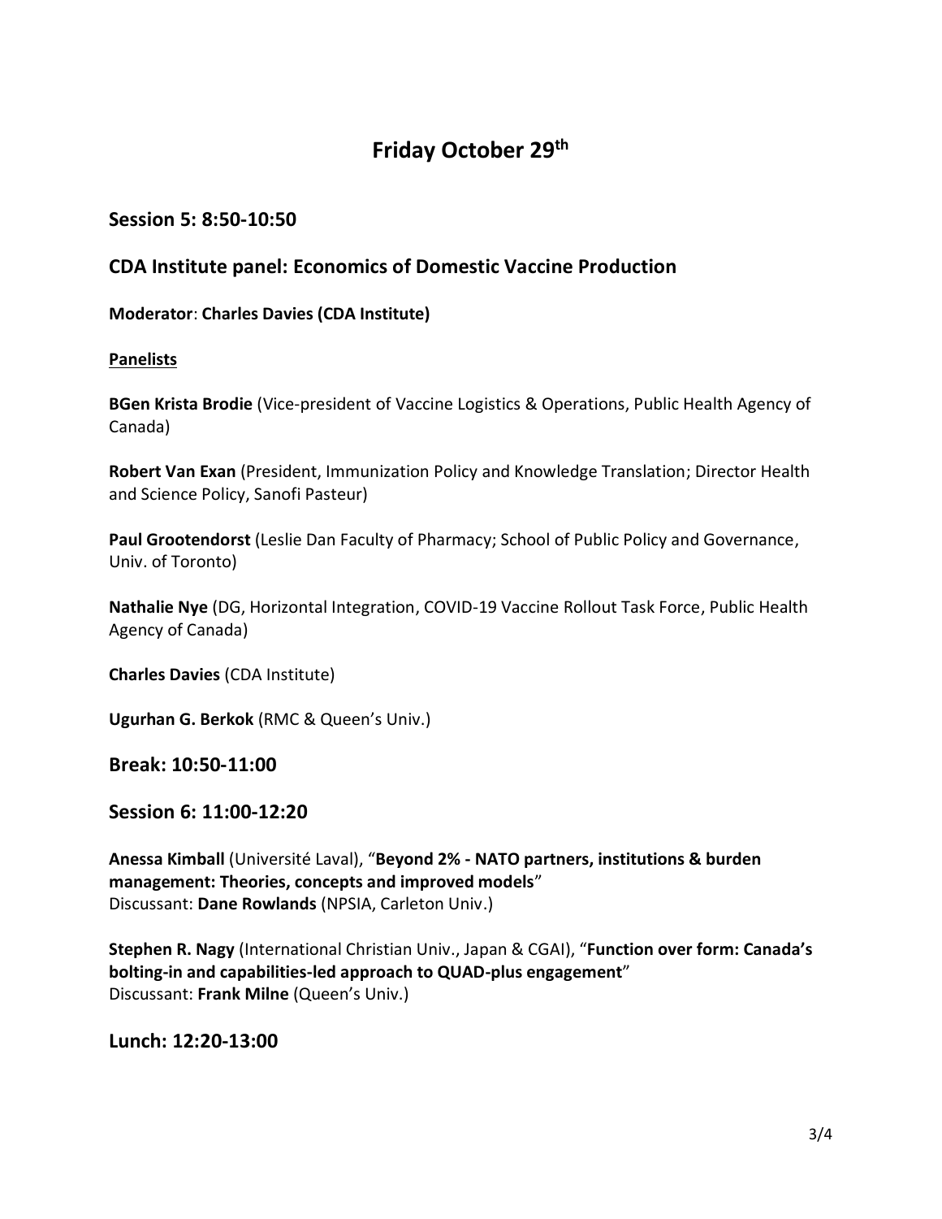# Friday October 29th

## Session 5: 8:50-10:50

## CDA Institute panel: Economics of Domestic Vaccine Production

**Moderator**: **Charles Davies (CDA Institute)**

**Panelists**

**BGen Krista Brodie** (Vice-president of Vaccine Logistics & Operations, Public Health Agency of Canada)

**Robert Van Exan** (President, Immunization Policy and Knowledge Translation; Director Health and Science Policy, Sanofi Pasteur)

**Paul Grootendorst** (Leslie Dan Faculty of Pharmacy; School of Public Policy and Governance, Univ. of Toronto)

**Nathalie Nye** (DG, Horizontal Integration, COVID-19 Vaccine Rollout Task Force, Public Health Agency of Canada)

**Charles Davies** (CDA Institute)

**Ugurhan G. Berkok** (RMC & Queen's Univ.)

## Break: 10:50-11:00

## Session 6: 11:00-12:20

**Anessa Kimball** (Université Laval), "**Beyond 2% - NATO partners, institutions & burden management: Theories, concepts and improved models**"
Discussant: **Dane Rowlands** (NPSIA, Carleton Univ.)

**Stephen R. Nagy** (International Christian Univ., Japan & CGAI), "**Function over form: Canada's bolting-in and capabilities-led approach to QUAD-plus engagement**"
Discussant: **Frank Milne** (Queen's Univ.)

## Lunch: 12:20-13:00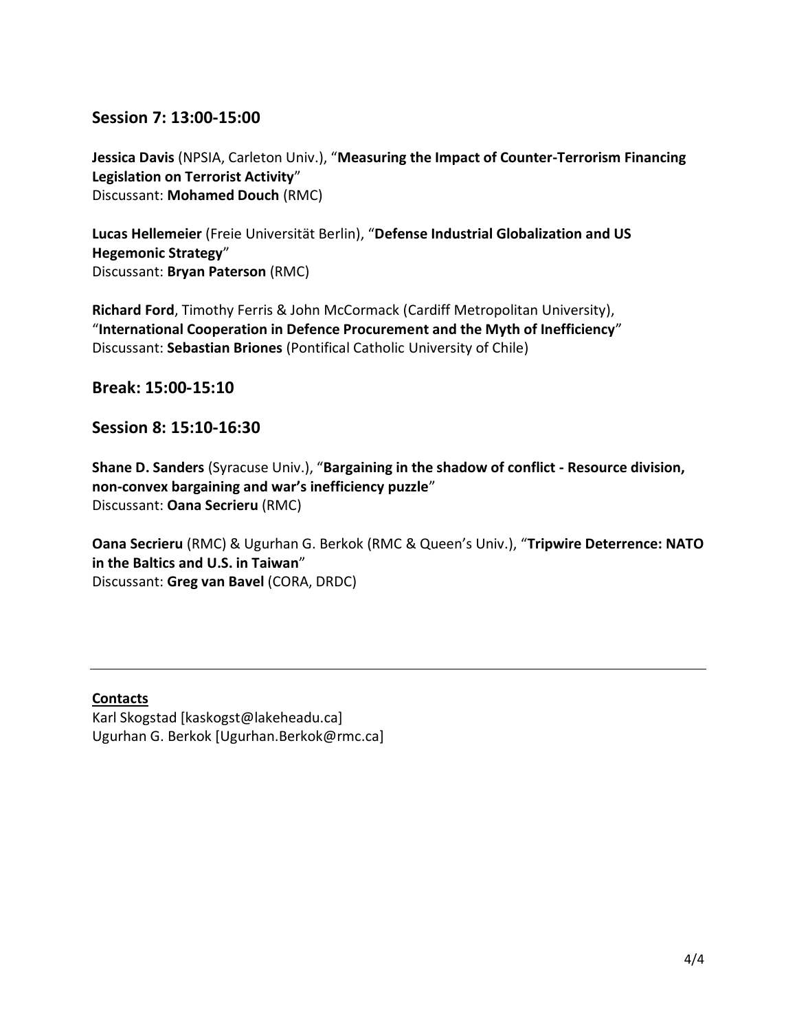## Session 7: 13:00-15:00

**Jessica Davis** (NPSIA, Carleton Univ.), "**Measuring the Impact of Counter-Terrorism Financing Legislation on Terrorist Activity**"
Discussant: **Mohamed Douch** (RMC)

**Lucas Hellemeier** (Freie Universität Berlin), "**Defense Industrial Globalization and US Hegemonic Strategy**"
Discussant: **Bryan Paterson** (RMC)

**Richard Ford**, Timothy Ferris & John McCormack (Cardiff Metropolitan University), "**International Cooperation in Defence Procurement and the Myth of Inefficiency**"
Discussant: **Sebastian Briones** (Pontifical Catholic University of Chile)

## Break: 15:00-15:10

## Session 8: 15:10-16:30

**Shane D. Sanders** (Syracuse Univ.), "**Bargaining in the shadow of conflict - Resource division, non-convex bargaining and war's inefficiency puzzle**"
Discussant: **Oana Secrieru** (RMC)

**Oana Secrieru** (RMC) & Ugurhan G. Berkok (RMC & Queen's Univ.), "**Tripwire Deterrence: NATO in the Baltics and U.S. in Taiwan**"
Discussant: **Greg van Bavel** (CORA, DRDC)

---

**Contacts**
Karl Skogstad [kaskogst@lakeheadu.ca]
Ugurhan G. Berkok [Ugurhan.Berkok@rmc.ca]